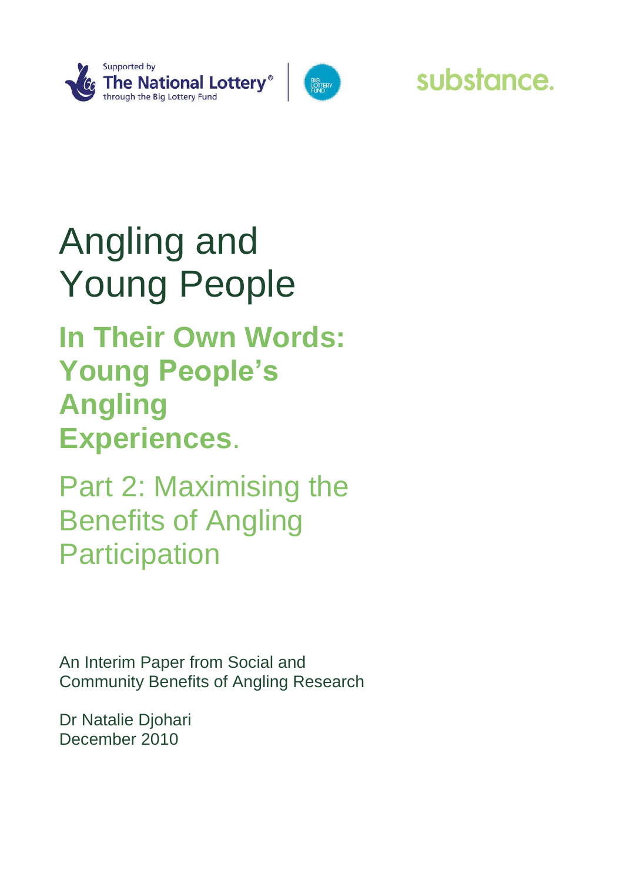Supported by The National Lottery® through the Big Lottery Fund

substance.

# Angling and Young People

## In Their Own Words: Young People's Angling Experiences.

## Part 2: Maximising the Benefits of Angling Participation

An Interim Paper from Social and Community Benefits of Angling Research

Dr Natalie Djohari
December 2010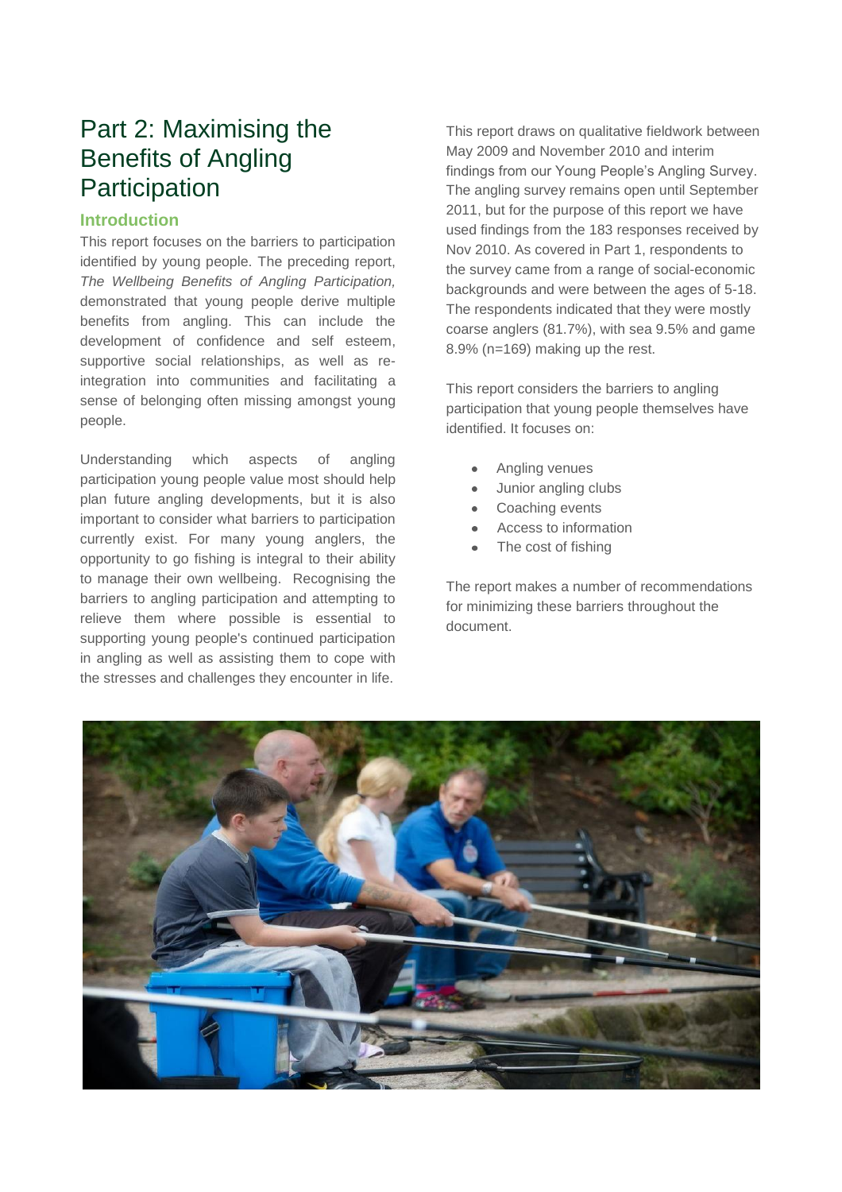# Part 2: Maximising the Benefits of Angling Participation

## Introduction

This report focuses on the barriers to participation identified by young people. The preceding report, *The Wellbeing Benefits of Angling Participation,* demonstrated that young people derive multiple benefits from angling. This can include the development of confidence and self esteem, supportive social relationships, as well as re-integration into communities and facilitating a sense of belonging often missing amongst young people.

Understanding which aspects of angling participation young people value most should help plan future angling developments, but it is also important to consider what barriers to participation currently exist. For many young anglers, the opportunity to go fishing is integral to their ability to manage their own wellbeing. Recognising the barriers to angling participation and attempting to relieve them where possible is essential to supporting young people's continued participation in angling as well as assisting them to cope with the stresses and challenges they encounter in life.

This report draws on qualitative fieldwork between May 2009 and November 2010 and interim findings from our Young People's Angling Survey. The angling survey remains open until September 2011, but for the purpose of this report we have used findings from the 183 responses received by Nov 2010. As covered in Part 1, respondents to the survey came from a range of social-economic backgrounds and were between the ages of 5-18. The respondents indicated that they were mostly coarse anglers (81.7%), with sea 9.5% and game 8.9% (n=169) making up the rest.

This report considers the barriers to angling participation that young people themselves have identified. It focuses on:

- Angling venues
- Junior angling clubs
- Coaching events
- Access to information
- The cost of fishing

The report makes a number of recommendations for minimizing these barriers throughout the document.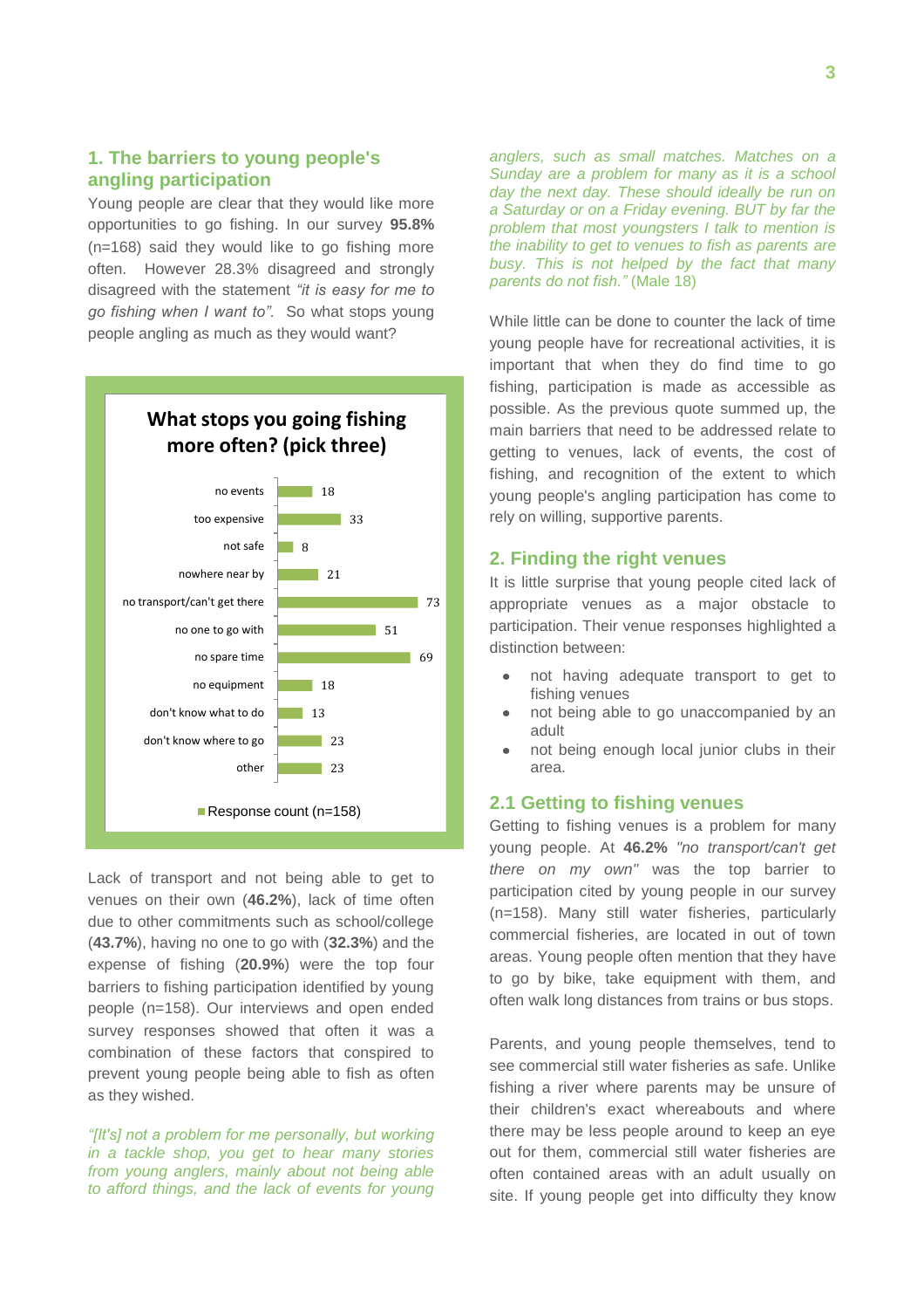## 1. The barriers to young people's angling participation

Young people are clear that they would like more opportunities to go fishing. In our survey **95.8%** (n=168) said they would like to go fishing more often. However 28.3% disagreed and strongly disagreed with the statement *"it is easy for me to go fishing when I want to"*. So what stops young people angling as much as they would want?

**What stops you going fishing more often? (pick three)**

| Reason | Response count (n=158) |
|---|---|
| no events | 18 |
| too expensive | 33 |
| not safe | 8 |
| nowhere near by | 21 |
| no transport/can't get there | 73 |
| no one to go with | 51 |
| no spare time | 69 |
| no equipment | 18 |
| don't know what to do | 13 |
| don't know where to go | 23 |
| other | 23 |

Lack of transport and not being able to get to venues on their own (**46.2%**), lack of time often due to other commitments such as school/college (**43.7%**), having no one to go with (**32.3%**) and the expense of fishing (**20.9%**) were the top four barriers to fishing participation identified by young people (n=158). Our interviews and open ended survey responses showed that often it was a combination of these factors that conspired to prevent young people being able to fish as often as they wished.

*"[It's] not a problem for me personally, but working in a tackle shop, you get to hear many stories from young anglers, mainly about not being able to afford things, and the lack of events for young anglers, such as small matches. Matches on a Sunday are a problem for many as it is a school day the next day. These should ideally be run on a Saturday or on a Friday evening. BUT by far the problem that most youngsters I talk to mention is the inability to get to venues to fish as parents are busy. This is not helped by the fact that many parents do not fish."* (Male 18)

While little can be done to counter the lack of time young people have for recreational activities, it is important that when they do find time to go fishing, participation is made as accessible as possible. As the previous quote summed up, the main barriers that need to be addressed relate to getting to venues, lack of events, the cost of fishing, and recognition of the extent to which young people's angling participation has come to rely on willing, supportive parents.

## 2. Finding the right venues

It is little surprise that young people cited lack of appropriate venues as a major obstacle to participation. Their venue responses highlighted a distinction between:

- not having adequate transport to get to fishing venues
- not being able to go unaccompanied by an adult
- not being enough local junior clubs in their area.

### 2.1 Getting to fishing venues

Getting to fishing venues is a problem for many young people. At **46.2%** *"no transport/can't get there on my own"* was the top barrier to participation cited by young people in our survey (n=158). Many still water fisheries, particularly commercial fisheries, are located in out of town areas. Young people often mention that they have to go by bike, take equipment with them, and often walk long distances from trains or bus stops.

Parents, and young people themselves, tend to see commercial still water fisheries as safe. Unlike fishing a river where parents may be unsure of their children's exact whereabouts and where there may be less people around to keep an eye out for them, commercial still water fisheries are often contained areas with an adult usually on site. If young people get into difficulty they know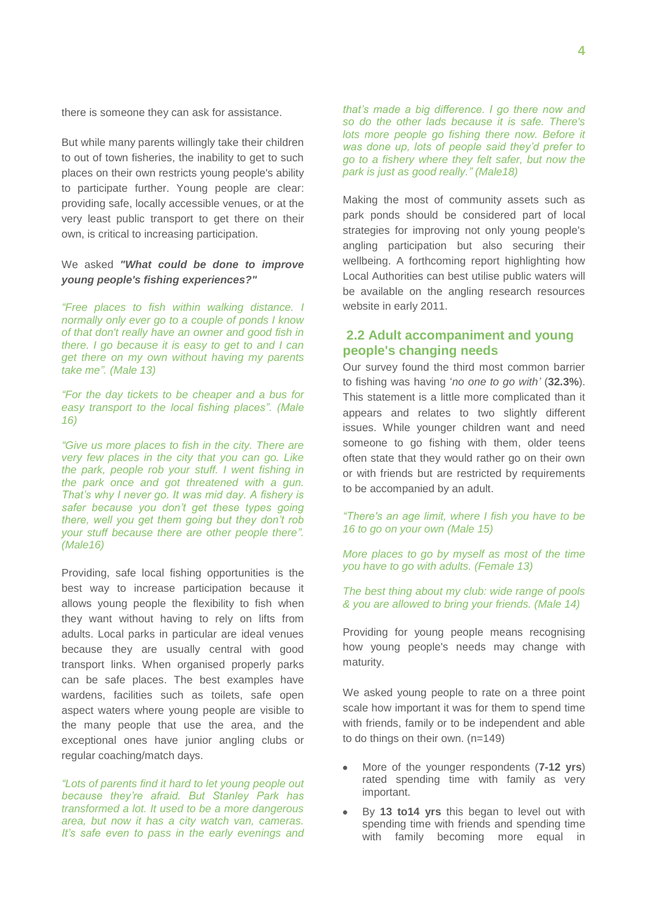there is someone they can ask for assistance.

But while many parents willingly take their children to out of town fisheries, the inability to get to such places on their own restricts young people's ability to participate further. Young people are clear: providing safe, locally accessible venues, or at the very least public transport to get there on their own, is critical to increasing participation.

We asked ***"What could be done to improve young people's fishing experiences?"***

*"Free places to fish within walking distance. I normally only ever go to a couple of ponds I know of that don't really have an owner and good fish in there. I go because it is easy to get to and I can get there on my own without having my parents take me". (Male 13)*

*"For the day tickets to be cheaper and a bus for easy transport to the local fishing places". (Male 16)*

*"Give us more places to fish in the city. There are very few places in the city that you can go. Like the park, people rob your stuff. I went fishing in the park once and got threatened with a gun. That's why I never go. It was mid day. A fishery is safer because you don't get these types going there, well you get them going but they don't rob your stuff because there are other people there". (Male16)*

Providing, safe local fishing opportunities is the best way to increase participation because it allows young people the flexibility to fish when they want without having to rely on lifts from adults. Local parks in particular are ideal venues because they are usually central with good transport links. When organised properly parks can be safe places. The best examples have wardens, facilities such as toilets, safe open aspect waters where young people are visible to the many people that use the area, and the exceptional ones have junior angling clubs or regular coaching/match days.

*"Lots of parents find it hard to let young people out because they're afraid. But Stanley Park has transformed a lot. It used to be a more dangerous area, but now it has a city watch van, cameras. It's safe even to pass in the early evenings and that's made a big difference. I go there now and so do the other lads because it is safe. There's lots more people go fishing there now. Before it was done up, lots of people said they'd prefer to go to a fishery where they felt safer, but now the park is just as good really." (Male18)*

Making the most of community assets such as park ponds should be considered part of local strategies for improving not only young people's angling participation but also securing their wellbeing. A forthcoming report highlighting how Local Authorities can best utilise public waters will be available on the angling research resources website in early 2011.

## 2.2 Adult accompaniment and young people's changing needs

Our survey found the third most common barrier to fishing was having '*no one to go with*' (**32.3%**). This statement is a little more complicated than it appears and relates to two slightly different issues. While younger children want and need someone to go fishing with them, older teens often state that they would rather go on their own or with friends but are restricted by requirements to be accompanied by an adult.

*"There's an age limit, where I fish you have to be 16 to go on your own (Male 15)*

*More places to go by myself as most of the time you have to go with adults. (Female 13)*

*The best thing about my club: wide range of pools & you are allowed to bring your friends. (Male 14)*

Providing for young people means recognising how young people's needs may change with maturity.

We asked young people to rate on a three point scale how important it was for them to spend time with friends, family or to be independent and able to do things on their own. (n=149)

- More of the younger respondents (**7-12 yrs**) rated spending time with family as very important.
- By **13 to14 yrs** this began to level out with spending time with friends and spending time with family becoming more equal in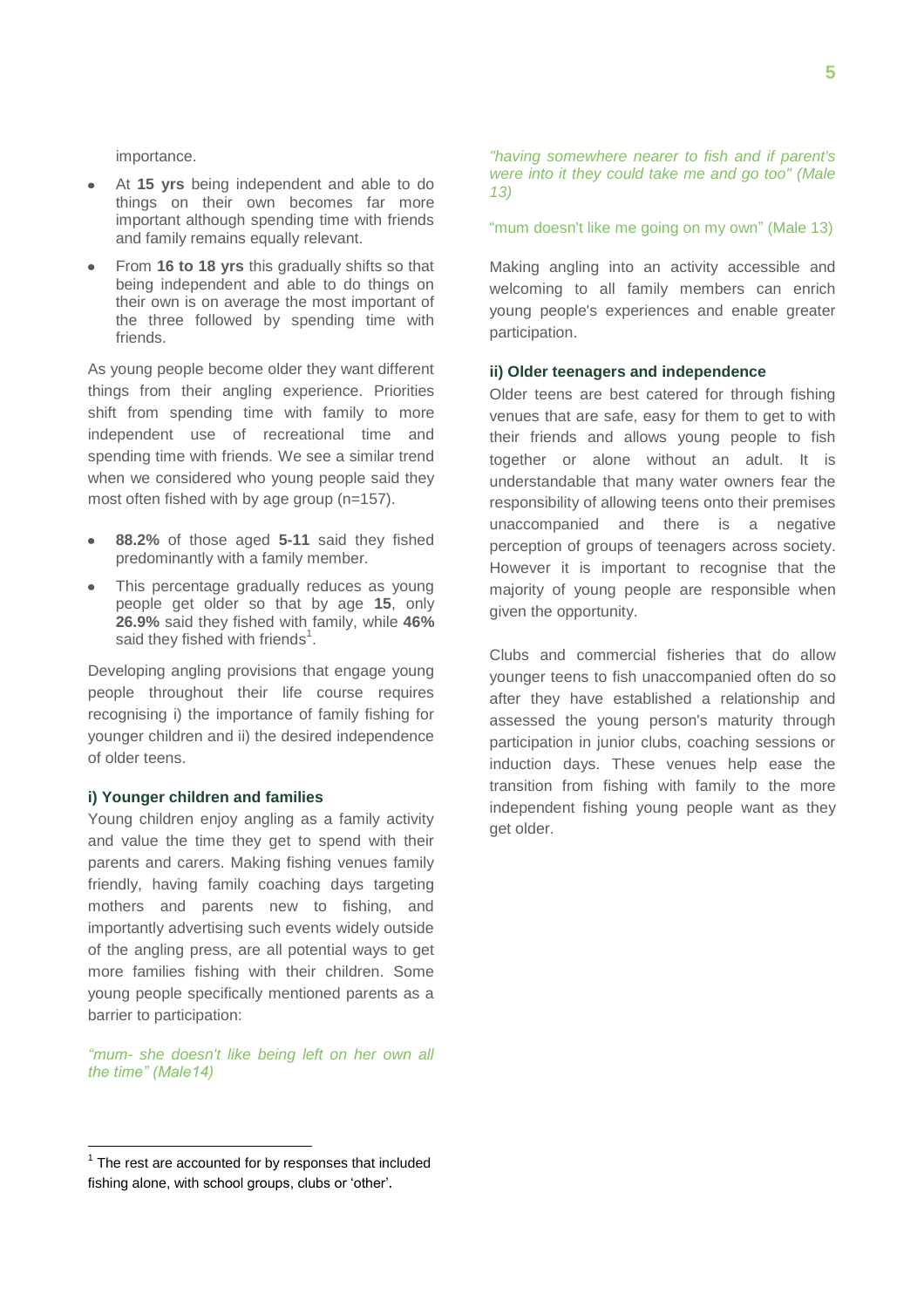importance.

- At **15 yrs** being independent and able to do things on their own becomes far more important although spending time with friends and family remains equally relevant.
- From **16 to 18 yrs** this gradually shifts so that being independent and able to do things on their own is on average the most important of the three followed by spending time with friends.

As young people become older they want different things from their angling experience. Priorities shift from spending time with family to more independent use of recreational time and spending time with friends. We see a similar trend when we considered who young people said they most often fished with by age group (n=157).

- **88.2%** of those aged **5-11** said they fished predominantly with a family member.
- This percentage gradually reduces as young people get older so that by age **15**, only **26.9%** said they fished with family, while **46%** said they fished with friends[1].

Developing angling provisions that engage young people throughout their life course requires recognising i) the importance of family fishing for younger children and ii) the desired independence of older teens.

#### i) Younger children and families

Young children enjoy angling as a family activity and value the time they get to spend with their parents and carers. Making fishing venues family friendly, having family coaching days targeting mothers and parents new to fishing, and importantly advertising such events widely outside of the angling press, are all potential ways to get more families fishing with their children. Some young people specifically mentioned parents as a barrier to participation:

*"mum- she doesn't like being left on her own all the time" (Male14)*

*"having somewhere nearer to fish and if parent's were into it they could take me and go too" (Male 13)*

"mum doesn't like me going on my own" (Male 13)

Making angling into an activity accessible and welcoming to all family members can enrich young people's experiences and enable greater participation.

#### ii) Older teenagers and independence

Older teens are best catered for through fishing venues that are safe, easy for them to get to with their friends and allows young people to fish together or alone without an adult. It is understandable that many water owners fear the responsibility of allowing teens onto their premises unaccompanied and there is a negative perception of groups of teenagers across society. However it is important to recognise that the majority of young people are responsible when given the opportunity.

Clubs and commercial fisheries that do allow younger teens to fish unaccompanied often do so after they have established a relationship and assessed the young person's maturity through participation in junior clubs, coaching sessions or induction days. These venues help ease the transition from fishing with family to the more independent fishing young people want as they get older.

---

[1] The rest are accounted for by responses that included fishing alone, with school groups, clubs or 'other'.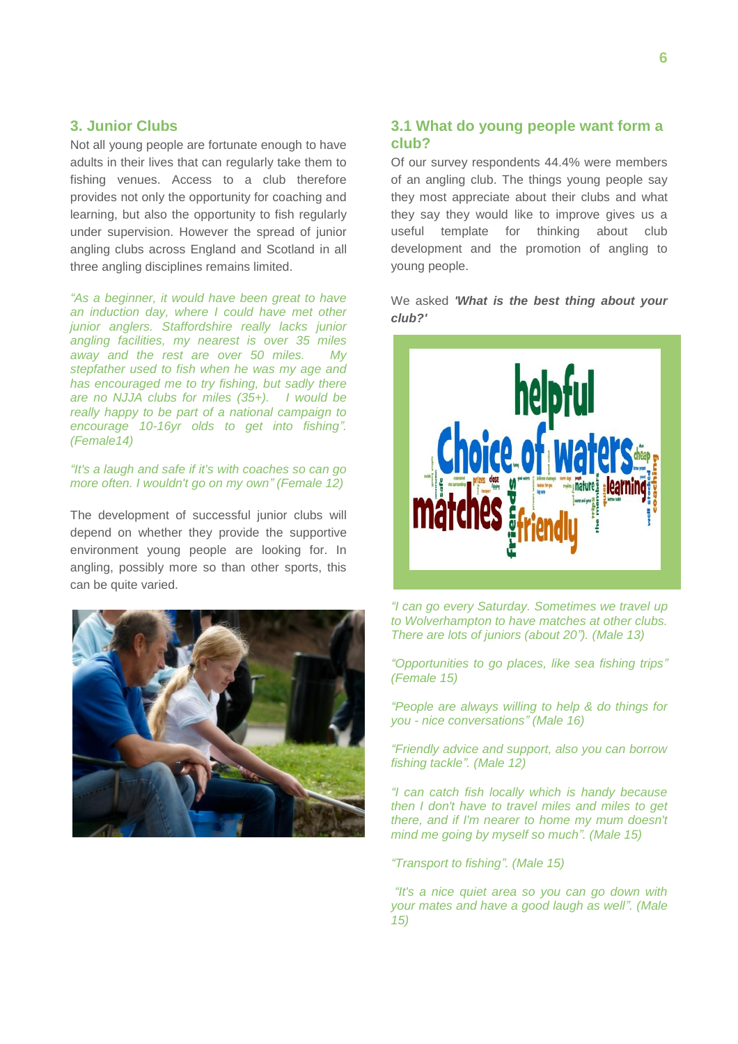## 3. Junior Clubs

Not all young people are fortunate enough to have adults in their lives that can regularly take them to fishing venues. Access to a club therefore provides not only the opportunity for coaching and learning, but also the opportunity to fish regularly under supervision. However the spread of junior angling clubs across England and Scotland in all three angling disciplines remains limited.

*"As a beginner, it would have been great to have an induction day, where I could have met other junior anglers. Staffordshire really lacks junior angling facilities, my nearest is over 35 miles away and the rest are over 50 miles. My stepfather used to fish when he was my age and has encouraged me to try fishing, but sadly there are no NJJA clubs for miles (35+). I would be really happy to be part of a national campaign to encourage 10-16yr olds to get into fishing". (Female14)*

*"It's a laugh and safe if it's with coaches so can go more often. I wouldn't go on my own" (Female 12)*

The development of successful junior clubs will depend on whether they provide the supportive environment young people are looking for. In angling, possibly more so than other sports, this can be quite varied.

## 3.1 What do young people want form a club?

Of our survey respondents 44.4% were members of an angling club. The things young people say they most appreciate about their clubs and what they say they would like to improve gives us a useful template for thinking about club development and the promotion of angling to young people.

We asked ***'What is the best thing about your club?'***

*"I can go every Saturday. Sometimes we travel up to Wolverhampton to have matches at other clubs. There are lots of juniors (about 20"). (Male 13)*

*"Opportunities to go places, like sea fishing trips" (Female 15)*

*"People are always willing to help & do things for you - nice conversations" (Male 16)*

*"Friendly advice and support, also you can borrow fishing tackle". (Male 12)*

*"I can catch fish locally which is handy because then I don't have to travel miles and miles to get there, and if I'm nearer to home my mum doesn't mind me going by myself so much". (Male 15)*

*"Transport to fishing". (Male 15)*

*"It's a nice quiet area so you can go down with your mates and have a good laugh as well". (Male 15)*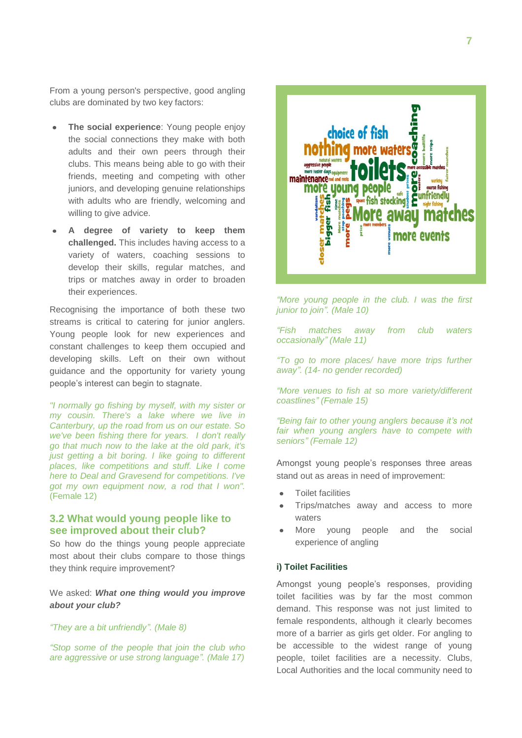From a young person's perspective, good angling clubs are dominated by two key factors:

- **The social experience**: Young people enjoy the social connections they make with both adults and their own peers through their clubs. This means being able to go with their friends, meeting and competing with other juniors, and developing genuine relationships with adults who are friendly, welcoming and willing to give advice.
- **A degree of variety to keep them challenged.** This includes having access to a variety of waters, coaching sessions to develop their skills, regular matches, and trips or matches away in order to broaden their experiences.

Recognising the importance of both these two streams is critical to catering for junior anglers. Young people look for new experiences and constant challenges to keep them occupied and developing skills. Left on their own without guidance and the opportunity for variety young people's interest can begin to stagnate.

*"I normally go fishing by myself, with my sister or my cousin. There's a lake where we live in Canterbury, up the road from us on our estate. So we've been fishing there for years. I don't really go that much now to the lake at the old park, it's just getting a bit boring. I like going to different places, like competitions and stuff. Like I come here to Deal and Gravesend for competitions. I've got my own equipment now, a rod that I won".* (Female 12)

## 3.2 What would young people like to see improved about their club?

So how do the things young people appreciate most about their clubs compare to those things they think require improvement?

We asked: ***What one thing would you improve about your club?***

*"They are a bit unfriendly". (Male 8)*

*"Stop some of the people that join the club who are aggressive or use strong language". (Male 17)*

*"More young people in the club. I was the first junior to join". (Male 10)*

*"Fish matches away from club waters occasionally" (Male 11)*

*"To go to more places/ have more trips further away". (14- no gender recorded)*

*"More venues to fish at so more variety/different coastlines" (Female 15)*

*"Being fair to other young anglers because it's not fair when young anglers have to compete with seniors" (Female 12)*

Amongst young people's responses three areas stand out as areas in need of improvement:

- Toilet facilities
- Trips/matches away and access to more waters
- More young people and the social experience of angling

#### i) Toilet Facilities

Amongst young people's responses, providing toilet facilities was by far the most common demand. This response was not just limited to female respondents, although it clearly becomes more of a barrier as girls get older. For angling to be accessible to the widest range of young people, toilet facilities are a necessity. Clubs, Local Authorities and the local community need to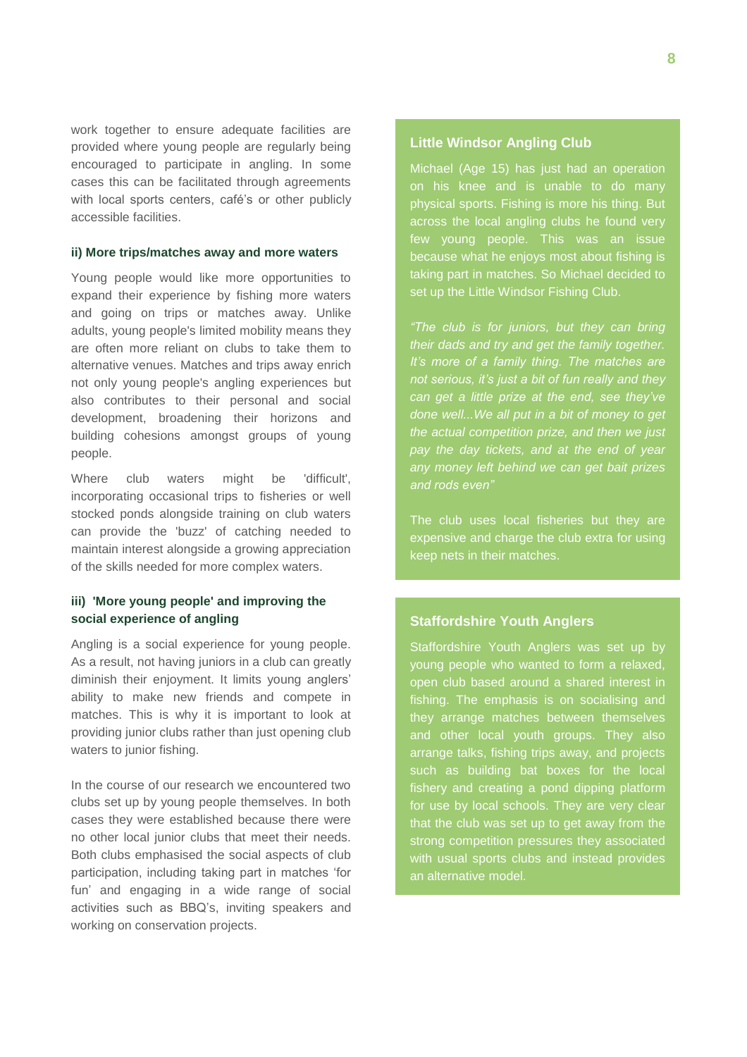work together to ensure adequate facilities are provided where young people are regularly being encouraged to participate in angling. In some cases this can be facilitated through agreements with local sports centers, café's or other publicly accessible facilities.

#### ii) More trips/matches away and more waters

Young people would like more opportunities to expand their experience by fishing more waters and going on trips or matches away. Unlike adults, young people's limited mobility means they are often more reliant on clubs to take them to alternative venues. Matches and trips away enrich not only young people's angling experiences but also contributes to their personal and social development, broadening their horizons and building cohesions amongst groups of young people.

Where club waters might be 'difficult', incorporating occasional trips to fisheries or well stocked ponds alongside training on club waters can provide the 'buzz' of catching needed to maintain interest alongside a growing appreciation of the skills needed for more complex waters.

#### iii) 'More young people' and improving the social experience of angling

Angling is a social experience for young people. As a result, not having juniors in a club can greatly diminish their enjoyment. It limits young anglers' ability to make new friends and compete in matches. This is why it is important to look at providing junior clubs rather than just opening club waters to junior fishing.

In the course of our research we encountered two clubs set up by young people themselves. In both cases they were established because there were no other local junior clubs that meet their needs. Both clubs emphasised the social aspects of club participation, including taking part in matches 'for fun' and engaging in a wide range of social activities such as BBQ's, inviting speakers and working on conservation projects.

#### Little Windsor Angling Club

Michael (Age 15) has just had an operation on his knee and is unable to do many physical sports. Fishing is more his thing. But across the local angling clubs he found very few young people. This was an issue because what he enjoys most about fishing is taking part in matches. So Michael decided to set up the Little Windsor Fishing Club.

*"The club is for juniors, but they can bring their dads and try and get the family together. It's more of a family thing. The matches are not serious, it's just a bit of fun really and they can get a little prize at the end, see they've done well...We all put in a bit of money to get the actual competition prize, and then we just pay the day tickets, and at the end of year any money left behind we can get bait prizes and rods even"*

The club uses local fisheries but they are expensive and charge the club extra for using keep nets in their matches.

#### Staffordshire Youth Anglers

Staffordshire Youth Anglers was set up by young people who wanted to form a relaxed, open club based around a shared interest in fishing. The emphasis is on socialising and they arrange matches between themselves and other local youth groups. They also arrange talks, fishing trips away, and projects such as building bat boxes for the local fishery and creating a pond dipping platform for use by local schools. They are very clear that the club was set up to get away from the strong competition pressures they associated with usual sports clubs and instead provides an alternative model.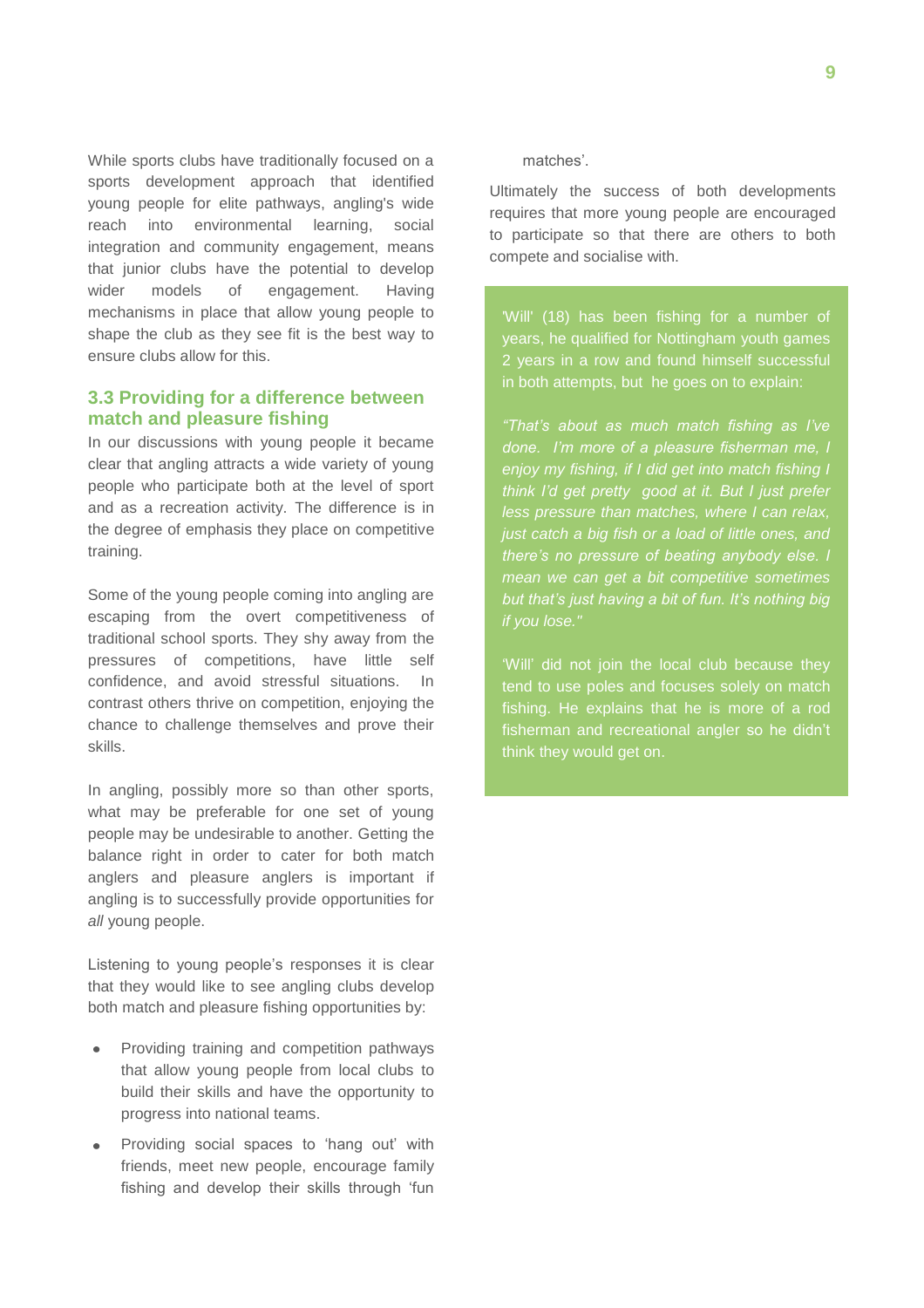While sports clubs have traditionally focused on a sports development approach that identified young people for elite pathways, angling's wide reach into environmental learning, social integration and community engagement, means that junior clubs have the potential to develop wider models of engagement. Having mechanisms in place that allow young people to shape the club as they see fit is the best way to ensure clubs allow for this.

### 3.3 Providing for a difference between match and pleasure fishing

In our discussions with young people it became clear that angling attracts a wide variety of young people who participate both at the level of sport and as a recreation activity. The difference is in the degree of emphasis they place on competitive training.

Some of the young people coming into angling are escaping from the overt competitiveness of traditional school sports. They shy away from the pressures of competitions, have little self confidence, and avoid stressful situations. In contrast others thrive on competition, enjoying the chance to challenge themselves and prove their skills.

In angling, possibly more so than other sports, what may be preferable for one set of young people may be undesirable to another. Getting the balance right in order to cater for both match anglers and pleasure anglers is important if angling is to successfully provide opportunities for *all* young people.

Listening to young people's responses it is clear that they would like to see angling clubs develop both match and pleasure fishing opportunities by:

- Providing training and competition pathways that allow young people from local clubs to build their skills and have the opportunity to progress into national teams.
- Providing social spaces to 'hang out' with friends, meet new people, encourage family fishing and develop their skills through 'fun matches'.

Ultimately the success of both developments requires that more young people are encouraged to participate so that there are others to both compete and socialise with.

'Will' (18) has been fishing for a number of years, he qualified for Nottingham youth games 2 years in a row and found himself successful in both attempts, but he goes on to explain:

*"That's about as much match fishing as I've done. I'm more of a pleasure fisherman me, I enjoy my fishing, if I did get into match fishing I think I'd get pretty good at it. But I just prefer less pressure than matches, where I can relax, just catch a big fish or a load of little ones, and there's no pressure of beating anybody else. I mean we can get a bit competitive sometimes but that's just having a bit of fun. It's nothing big if you lose."*

'Will' did not join the local club because they tend to use poles and focuses solely on match fishing. He explains that he is more of a rod fisherman and recreational angler so he didn't think they would get on.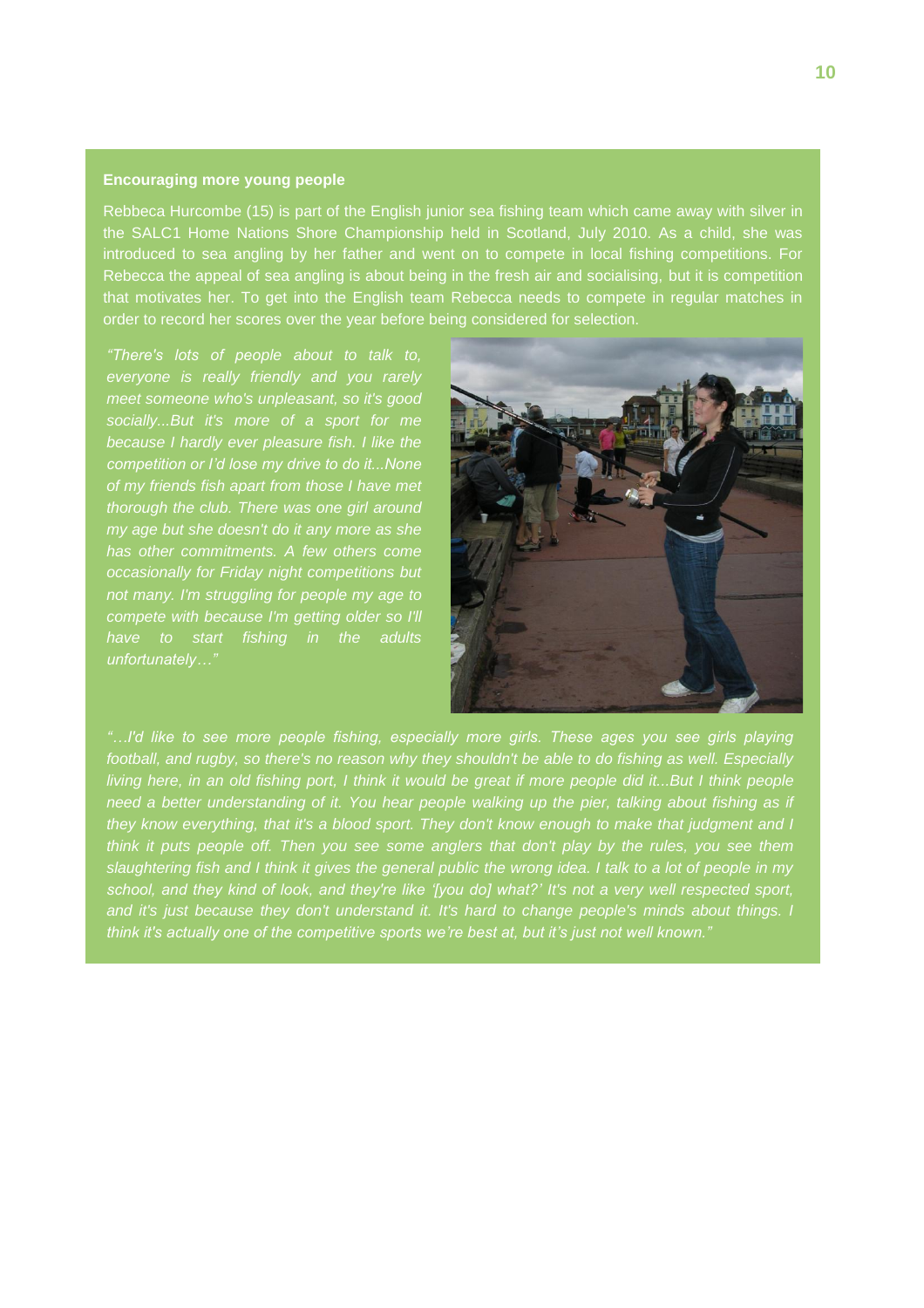**Encouraging more young people**

Rebbeca Hurcombe (15) is part of the English junior sea fishing team which came away with silver in the SALC1 Home Nations Shore Championship held in Scotland, July 2010. As a child, she was introduced to sea angling by her father and went on to compete in local fishing competitions. For Rebecca the appeal of sea angling is about being in the fresh air and socialising, but it is competition that motivates her. To get into the English team Rebecca needs to compete in regular matches in order to record her scores over the year before being considered for selection.

*"There's lots of people about to talk to, everyone is really friendly and you rarely meet someone who's unpleasant, so it's good socially...But it's more of a sport for me because I hardly ever pleasure fish. I like the competition or I'd lose my drive to do it...None of my friends fish apart from those I have met thorough the club. There was one girl around my age but she doesn't do it any more as she has other commitments. A few others come occasionally for Friday night competitions but not many. I'm struggling for people my age to compete with because I'm getting older so I'll have to start fishing in the adults unfortunately…"*

*"…I'd like to see more people fishing, especially more girls. These ages you see girls playing football, and rugby, so there's no reason why they shouldn't be able to do fishing as well. Especially living here, in an old fishing port, I think it would be great if more people did it...But I think people need a better understanding of it. You hear people walking up the pier, talking about fishing as if they know everything, that it's a blood sport. They don't know enough to make that judgment and I think it puts people off. Then you see some anglers that don't play by the rules, you see them slaughtering fish and I think it gives the general public the wrong idea. I talk to a lot of people in my school, and they kind of look, and they're like '[you do] what?' It's not a very well respected sport, and it's just because they don't understand it. It's hard to change people's minds about things. I think it's actually one of the competitive sports we're best at, but it's just not well known."*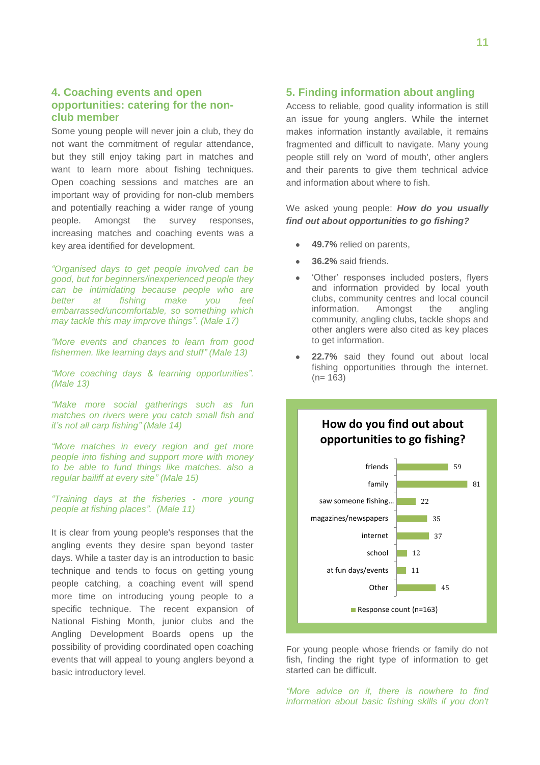## 4. Coaching events and open opportunities: catering for the non-club member

Some young people will never join a club, they do not want the commitment of regular attendance, but they still enjoy taking part in matches and want to learn more about fishing techniques. Open coaching sessions and matches are an important way of providing for non-club members and potentially reaching a wider range of young people. Amongst the survey responses, increasing matches and coaching events was a key area identified for development.

*"Organised days to get people involved can be good, but for beginners/inexperienced people they can be intimidating because people who are better at fishing make you feel embarrassed/uncomfortable, so something which may tackle this may improve things". (Male 17)*

*"More events and chances to learn from good fishermen. like learning days and stuff" (Male 13)*

*"More coaching days & learning opportunities". (Male 13)*

*"Make more social gatherings such as fun matches on rivers were you catch small fish and it's not all carp fishing" (Male 14)*

*"More matches in every region and get more people into fishing and support more with money to be able to fund things like matches. also a regular bailiff at every site" (Male 15)*

*"Training days at the fisheries - more young people at fishing places". (Male 11)*

It is clear from young people's responses that the angling events they desire span beyond taster days. While a taster day is an introduction to basic technique and tends to focus on getting young people catching, a coaching event will spend more time on introducing young people to a specific technique. The recent expansion of National Fishing Month, junior clubs and the Angling Development Boards opens up the possibility of providing coordinated open coaching events that will appeal to young anglers beyond a basic introductory level.

## 5. Finding information about angling

Access to reliable, good quality information is still an issue for young anglers. While the internet makes information instantly available, it remains fragmented and difficult to navigate. Many young people still rely on 'word of mouth', other anglers and their parents to give them technical advice and information about where to fish.

We asked young people: ***How do you usually find out about opportunities to go fishing?***

- **49.7%** relied on parents,
- **36.2%** said friends.
- 'Other' responses included posters, flyers and information provided by local youth clubs, community centres and local council information. Amongst the angling community, angling clubs, tackle shops and other anglers were also cited as key places to get information.
- **22.7%** said they found out about local fishing opportunities through the internet. (n= 163)

**How do you find out about opportunities to go fishing?**

| | Response count (n=163) |
|---|---|
| friends | 59 |
| family | 81 |
| saw someone fishing… | 22 |
| magazines/newspapers | 35 |
| internet | 37 |
| school | 12 |
| at fun days/events | 11 |
| Other | 45 |

For young people whose friends or family do not fish, finding the right type of information to get started can be difficult.

*"More advice on it, there is nowhere to find information about basic fishing skills if you don't*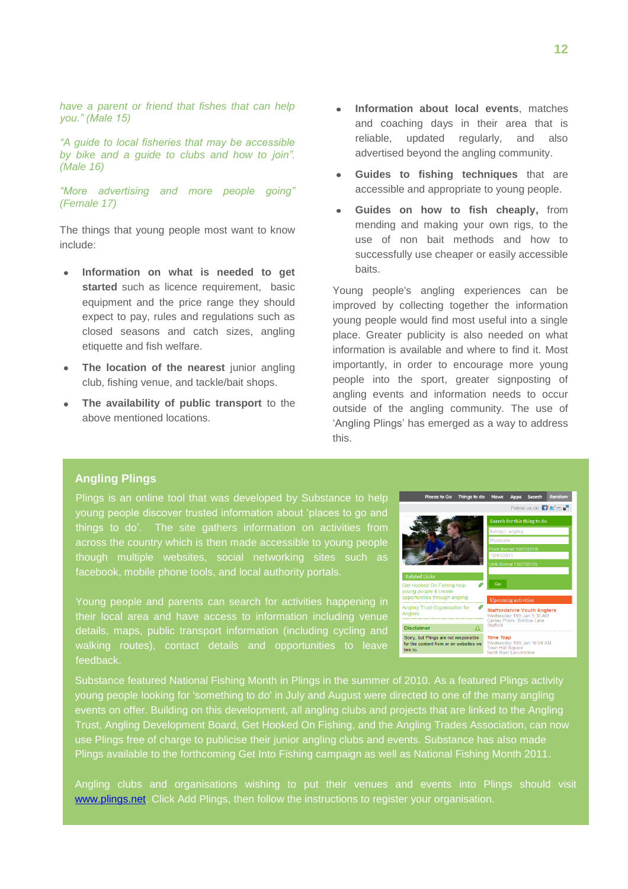*have a parent or friend that fishes that can help you." (Male 15)*

*"A guide to local fisheries that may be accessible by bike and a guide to clubs and how to join". (Male 16)*

*"More advertising and more people going" (Female 17)*

The things that young people most want to know include:

- **Information on what is needed to get started** such as licence requirement, basic equipment and the price range they should expect to pay, rules and regulations such as closed seasons and catch sizes, angling etiquette and fish welfare.
- **The location of the nearest** junior angling club, fishing venue, and tackle/bait shops.
- **The availability of public transport** to the above mentioned locations.
- **Information about local events**, matches and coaching days in their area that is reliable, updated regularly, and also advertised beyond the angling community.
- **Guides to fishing techniques** that are accessible and appropriate to young people.
- **Guides on how to fish cheaply,** from mending and making your own rigs, to the use of non bait methods and how to successfully use cheaper or easily accessible baits.

Young people's angling experiences can be improved by collecting together the information young people would find most useful into a single place. Greater publicity is also needed on what information is available and where to find it. Most importantly, in order to encourage more young people into the sport, greater signposting of angling events and information needs to occur outside of the angling community. The use of 'Angling Plings' has emerged as a way to address this.

## Angling Plings

Plings is an online tool that was developed by Substance to help young people discover trusted information about 'places to go and things to do'. The site gathers information on activities from across the country which is then made accessible to young people though multiple websites, social networking sites such as facebook, mobile phone tools, and local authority portals.

Young people and parents can search for activities happening in their local area and have access to information including venue details, maps, public transport information (including cycling and walking routes), contact details and opportunities to leave feedback.

Substance featured National Fishing Month in Plings in the summer of 2010. As a featured Plings activity young people looking for 'something to do' in July and August were directed to one of the many angling events on offer. Building on this development, all angling clubs and projects that are linked to the Angling Trust, Angling Development Board, Get Hooked On Fishing, and the Angling Trades Association, can now use Plings free of charge to publicise their junior angling clubs and events. Substance has also made Plings available to the forthcoming Get Into Fishing campaign as well as National Fishing Month 2011.

Angling clubs and organisations wishing to put their venues and events into Plings should visit www.plings.net. Click Add Plings, then follow the instructions to register your organisation.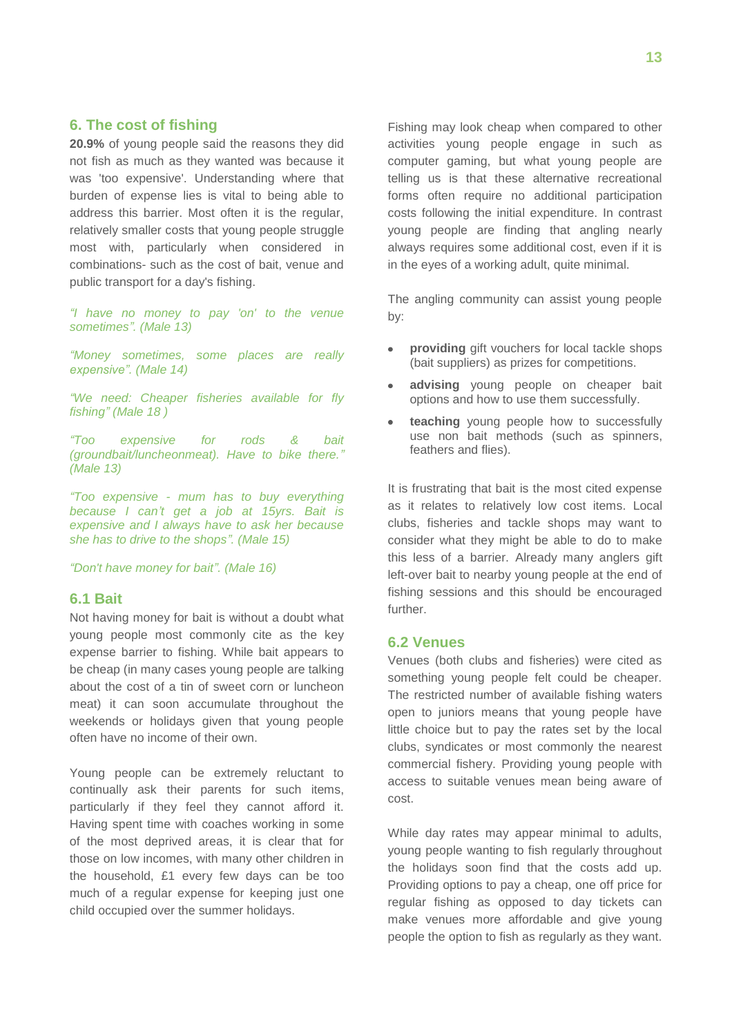## 6. The cost of fishing

**20.9%** of young people said the reasons they did not fish as much as they wanted was because it was 'too expensive'. Understanding where that burden of expense lies is vital to being able to address this barrier. Most often it is the regular, relatively smaller costs that young people struggle most with, particularly when considered in combinations- such as the cost of bait, venue and public transport for a day's fishing.

*"I have no money to pay 'on' to the venue sometimes". (Male 13)*

*"Money sometimes, some places are really expensive". (Male 14)*

*"We need: Cheaper fisheries available for fly fishing" (Male 18 )*

*"Too expensive for rods & bait (groundbait/luncheonmeat). Have to bike there." (Male 13)*

*"Too expensive - mum has to buy everything because I can't get a job at 15yrs. Bait is expensive and I always have to ask her because she has to drive to the shops". (Male 15)*

*"Don't have money for bait". (Male 16)*

### 6.1 Bait

Not having money for bait is without a doubt what young people most commonly cite as the key expense barrier to fishing. While bait appears to be cheap (in many cases young people are talking about the cost of a tin of sweet corn or luncheon meat) it can soon accumulate throughout the weekends or holidays given that young people often have no income of their own.

Young people can be extremely reluctant to continually ask their parents for such items, particularly if they feel they cannot afford it. Having spent time with coaches working in some of the most deprived areas, it is clear that for those on low incomes, with many other children in the household, £1 every few days can be too much of a regular expense for keeping just one child occupied over the summer holidays.

Fishing may look cheap when compared to other activities young people engage in such as computer gaming, but what young people are telling us is that these alternative recreational forms often require no additional participation costs following the initial expenditure. In contrast young people are finding that angling nearly always requires some additional cost, even if it is in the eyes of a working adult, quite minimal.

The angling community can assist young people by:

- **providing** gift vouchers for local tackle shops (bait suppliers) as prizes for competitions.
- **advising** young people on cheaper bait options and how to use them successfully.
- **teaching** young people how to successfully use non bait methods (such as spinners, feathers and flies).

It is frustrating that bait is the most cited expense as it relates to relatively low cost items. Local clubs, fisheries and tackle shops may want to consider what they might be able to do to make this less of a barrier. Already many anglers gift left-over bait to nearby young people at the end of fishing sessions and this should be encouraged further.

### 6.2 Venues

Venues (both clubs and fisheries) were cited as something young people felt could be cheaper. The restricted number of available fishing waters open to juniors means that young people have little choice but to pay the rates set by the local clubs, syndicates or most commonly the nearest commercial fishery. Providing young people with access to suitable venues mean being aware of cost.

While day rates may appear minimal to adults, young people wanting to fish regularly throughout the holidays soon find that the costs add up. Providing options to pay a cheap, one off price for regular fishing as opposed to day tickets can make venues more affordable and give young people the option to fish as regularly as they want.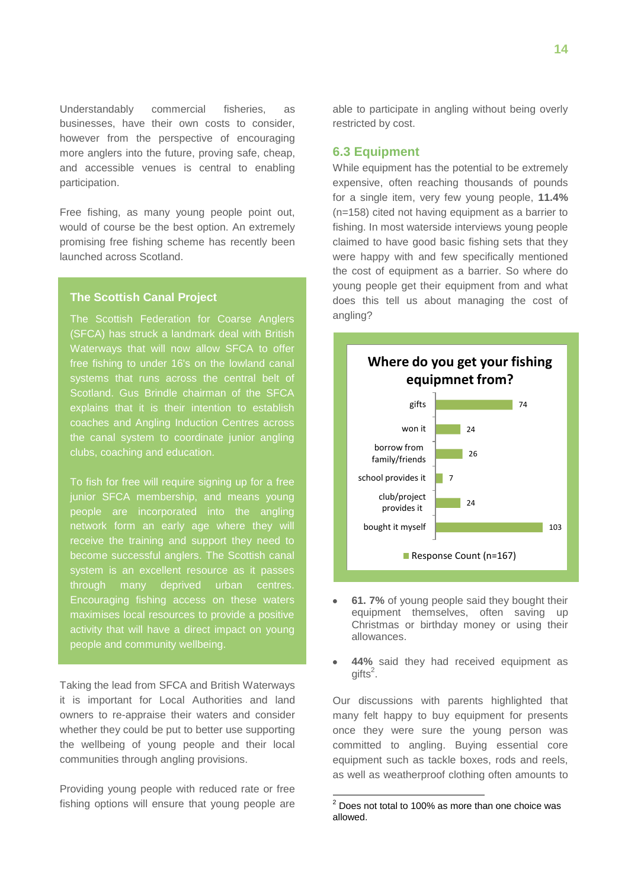Understandably commercial fisheries, as businesses, have their own costs to consider, however from the perspective of encouraging more anglers into the future, proving safe, cheap, and accessible venues is central to enabling participation.

Free fishing, as many young people point out, would of course be the best option. An extremely promising free fishing scheme has recently been launched across Scotland.

> **The Scottish Canal Project**
>
> The Scottish Federation for Coarse Anglers (SFCA) has struck a landmark deal with British Waterways that will now allow SFCA to offer free fishing to under 16's on the lowland canal systems that runs across the central belt of Scotland. Gus Brindle chairman of the SFCA explains that it is their intention to establish coaches and Angling Induction Centres across the canal system to coordinate junior angling clubs, coaching and education.
>
> To fish for free will require signing up for a free junior SFCA membership, and means young people are incorporated into the angling network form an early age where they will receive the training and support they need to become successful anglers. The Scottish canal system is an excellent resource as it passes through many deprived urban centres. Encouraging fishing access on these waters maximises local resources to provide a positive activity that will have a direct impact on young people and community wellbeing.

Taking the lead from SFCA and British Waterways it is important for Local Authorities and land owners to re-appraise their waters and consider whether they could be put to better use supporting the wellbeing of young people and their local communities through angling provisions.

Providing young people with reduced rate or free fishing options will ensure that young people are able to participate in angling without being overly restricted by cost.

## 6.3 Equipment

While equipment has the potential to be extremely expensive, often reaching thousands of pounds for a single item, very few young people, **11.4%** (n=158) cited not having equipment as a barrier to fishing. In most waterside interviews young people claimed to have good basic fishing sets that they were happy with and few specifically mentioned the cost of equipment as a barrier. So where do young people get their equipment from and what does this tell us about managing the cost of angling?

**Where do you get your fishing equipmnet from?**

| Source | Response Count (n=167) |
|---|---|
| gifts | 74 |
| won it | 24 |
| borrow from family/friends | 26 |
| school provides it | 7 |
| club/project provides it | 24 |
| bought it myself | 103 |

- **61. 7%** of young people said they bought their equipment themselves, often saving up Christmas or birthday money or using their allowances.
- **44%** said they had received equipment as gifts[2].

Our discussions with parents highlighted that many felt happy to buy equipment for presents once they were sure the young person was committed to angling. Buying essential core equipment such as tackle boxes, rods and reels, as well as weatherproof clothing often amounts to

[2] Does not total to 100% as more than one choice was allowed.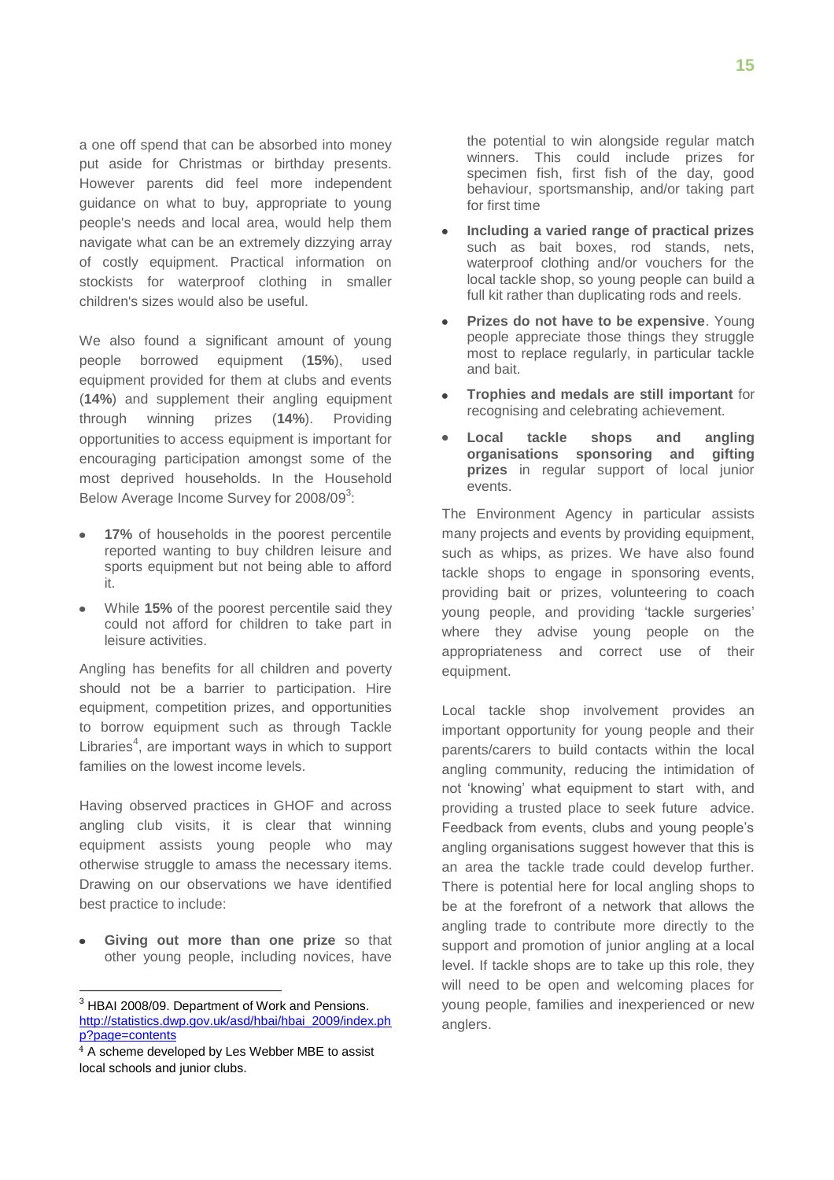a one off spend that can be absorbed into money put aside for Christmas or birthday presents. However parents did feel more independent guidance on what to buy, appropriate to young people's needs and local area, would help them navigate what can be an extremely dizzying array of costly equipment. Practical information on stockists for waterproof clothing in smaller children's sizes would also be useful.

We also found a significant amount of young people borrowed equipment (**15%**), used equipment provided for them at clubs and events (**14%**) and supplement their angling equipment through winning prizes (**14%**). Providing opportunities to access equipment is important for encouraging participation amongst some of the most deprived households. In the Household Below Average Income Survey for 2008/09[3]:

- **17%** of households in the poorest percentile reported wanting to buy children leisure and sports equipment but not being able to afford it.
- While **15%** of the poorest percentile said they could not afford for children to take part in leisure activities.

Angling has benefits for all children and poverty should not be a barrier to participation. Hire equipment, competition prizes, and opportunities to borrow equipment such as through Tackle Libraries[4], are important ways in which to support families on the lowest income levels.

Having observed practices in GHOF and across angling club visits, it is clear that winning equipment assists young people who may otherwise struggle to amass the necessary items. Drawing on our observations we have identified best practice to include:

- **Giving out more than one prize** so that other young people, including novices, have the potential to win alongside regular match winners. This could include prizes for specimen fish, first fish of the day, good behaviour, sportsmanship, and/or taking part for first time
- **Including a varied range of practical prizes** such as bait boxes, rod stands, nets, waterproof clothing and/or vouchers for the local tackle shop, so young people can build a full kit rather than duplicating rods and reels.
- **Prizes do not have to be expensive**. Young people appreciate those things they struggle most to replace regularly, in particular tackle and bait.
- **Trophies and medals are still important** for recognising and celebrating achievement.
- **Local tackle shops and angling organisations sponsoring and gifting prizes** in regular support of local junior events.

The Environment Agency in particular assists many projects and events by providing equipment, such as whips, as prizes. We have also found tackle shops to engage in sponsoring events, providing bait or prizes, volunteering to coach young people, and providing 'tackle surgeries' where they advise young people on the appropriateness and correct use of their equipment.

Local tackle shop involvement provides an important opportunity for young people and their parents/carers to build contacts within the local angling community, reducing the intimidation of not 'knowing' what equipment to start with, and providing a trusted place to seek future advice. Feedback from events, clubs and young people's angling organisations suggest however that this is an area the tackle trade could develop further. There is potential here for local angling shops to be at the forefront of a network that allows the angling trade to contribute more directly to the support and promotion of junior angling at a local level. If tackle shops are to take up this role, they will need to be open and welcoming places for young people, families and inexperienced or new anglers.

---

[3] HBAI 2008/09. Department of Work and Pensions. http://statistics.dwp.gov.uk/asd/hbai/hbai_2009/index.php?page=contents

[4] A scheme developed by Les Webber MBE to assist local schools and junior clubs.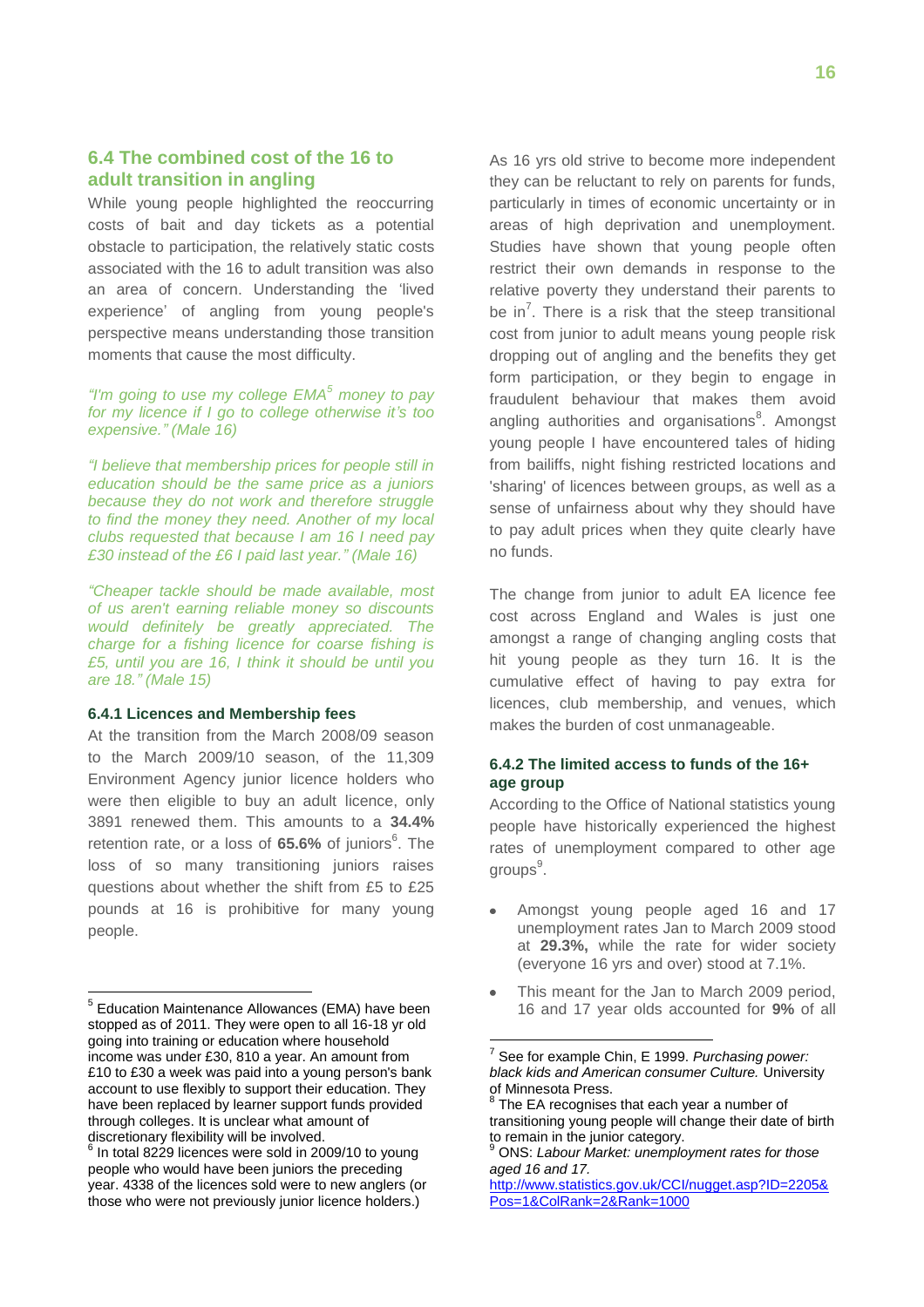## 6.4 The combined cost of the 16 to adult transition in angling

While young people highlighted the reoccurring costs of bait and day tickets as a potential obstacle to participation, the relatively static costs associated with the 16 to adult transition was also an area of concern. Understanding the 'lived experience' of angling from young people's perspective means understanding those transition moments that cause the most difficulty.

*"I'm going to use my college EMA[5] money to pay for my licence if I go to college otherwise it's too expensive." (Male 16)*

*"I believe that membership prices for people still in education should be the same price as a juniors because they do not work and therefore struggle to find the money they need. Another of my local clubs requested that because I am 16 I need pay £30 instead of the £6 I paid last year." (Male 16)*

*"Cheaper tackle should be made available, most of us aren't earning reliable money so discounts would definitely be greatly appreciated. The charge for a fishing licence for coarse fishing is £5, until you are 16, I think it should be until you are 18." (Male 15)*

### 6.4.1 Licences and Membership fees

At the transition from the March 2008/09 season to the March 2009/10 season, of the 11,309 Environment Agency junior licence holders who were then eligible to buy an adult licence, only 3891 renewed them. This amounts to a **34.4%** retention rate, or a loss of **65.6%** of juniors[6]. The loss of so many transitioning juniors raises questions about whether the shift from £5 to £25 pounds at 16 is prohibitive for many young people.

As 16 yrs old strive to become more independent they can be reluctant to rely on parents for funds, particularly in times of economic uncertainty or in areas of high deprivation and unemployment. Studies have shown that young people often restrict their own demands in response to the relative poverty they understand their parents to be in[7]. There is a risk that the steep transitional cost from junior to adult means young people risk dropping out of angling and the benefits they get form participation, or they begin to engage in fraudulent behaviour that makes them avoid angling authorities and organisations[8]. Amongst young people I have encountered tales of hiding from bailiffs, night fishing restricted locations and 'sharing' of licences between groups, as well as a sense of unfairness about why they should have to pay adult prices when they quite clearly have no funds.

The change from junior to adult EA licence fee cost across England and Wales is just one amongst a range of changing angling costs that hit young people as they turn 16. It is the cumulative effect of having to pay extra for licences, club membership, and venues, which makes the burden of cost unmanageable.

### 6.4.2 The limited access to funds of the 16+ age group

According to the Office of National statistics young people have historically experienced the highest rates of unemployment compared to other age groups[9].

- Amongst young people aged 16 and 17 unemployment rates Jan to March 2009 stood at **29.3%,** while the rate for wider society (everyone 16 yrs and over) stood at 7.1%.
- This meant for the Jan to March 2009 period, 16 and 17 year olds accounted for **9%** of all

---

[5] Education Maintenance Allowances (EMA) have been stopped as of 2011. They were open to all 16-18 yr old going into training or education where household income was under £30, 810 a year. An amount from £10 to £30 a week was paid into a young person's bank account to use flexibly to support their education. They have been replaced by learner support funds provided through colleges. It is unclear what amount of discretionary flexibility will be involved.

[6] In total 8229 licences were sold in 2009/10 to young people who would have been juniors the preceding year. 4338 of the licences sold were to new anglers (or those who were not previously junior licence holders.)

[7] See for example Chin, E 1999. *Purchasing power: black kids and American consumer Culture.* University of Minnesota Press.

[8] The EA recognises that each year a number of transitioning young people will change their date of birth to remain in the junior category.

[9] ONS: *Labour Market: unemployment rates for those aged 16 and 17.* http://www.statistics.gov.uk/CCI/nugget.asp?ID=2205&Pos=1&ColRank=2&Rank=1000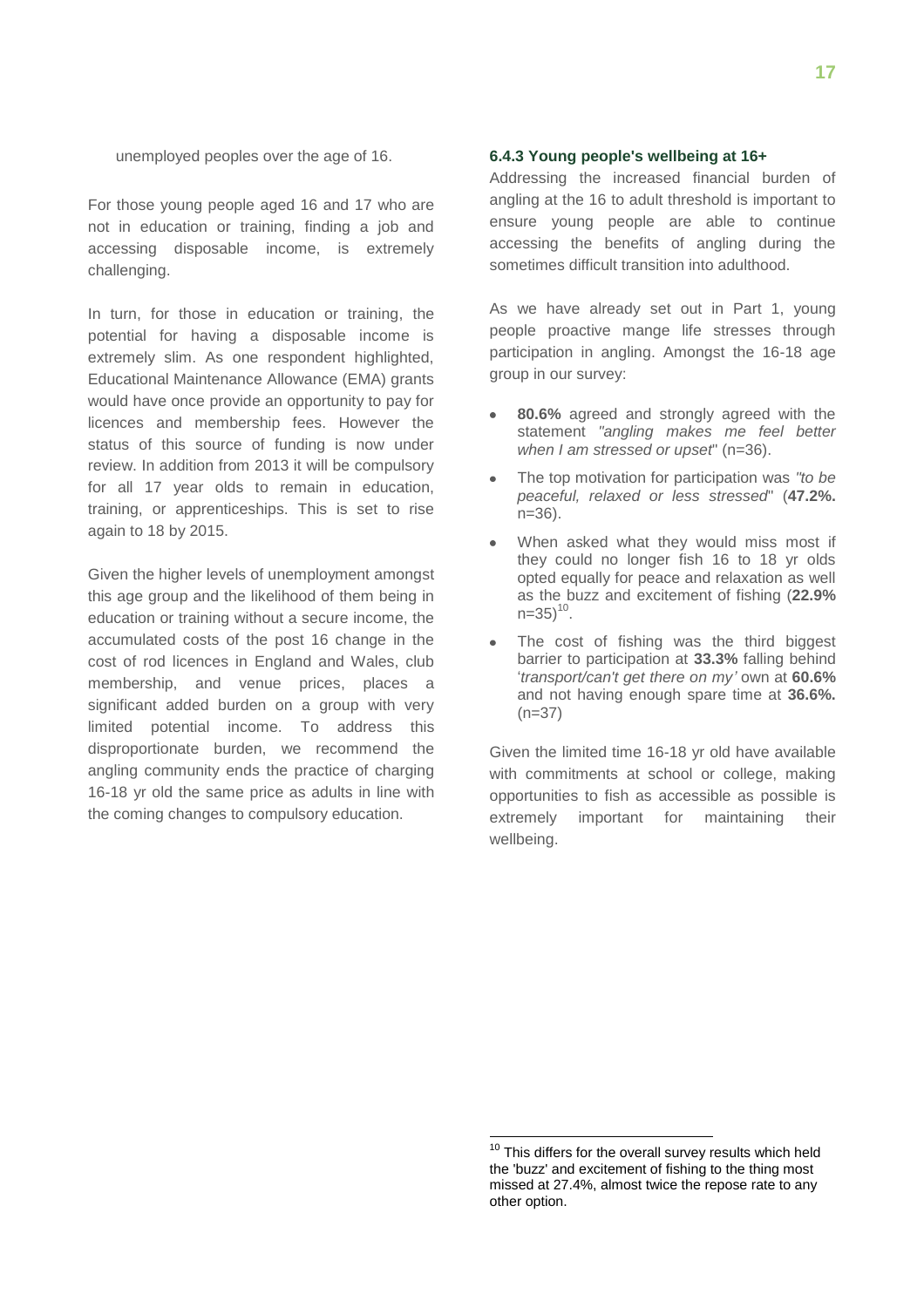unemployed peoples over the age of 16.

For those young people aged 16 and 17 who are not in education or training, finding a job and accessing disposable income, is extremely challenging.

In turn, for those in education or training, the potential for having a disposable income is extremely slim. As one respondent highlighted, Educational Maintenance Allowance (EMA) grants would have once provide an opportunity to pay for licences and membership fees. However the status of this source of funding is now under review. In addition from 2013 it will be compulsory for all 17 year olds to remain in education, training, or apprenticeships. This is set to rise again to 18 by 2015.

Given the higher levels of unemployment amongst this age group and the likelihood of them being in education or training without a secure income, the accumulated costs of the post 16 change in the cost of rod licences in England and Wales, club membership, and venue prices, places a significant added burden on a group with very limited potential income. To address this disproportionate burden, we recommend the angling community ends the practice of charging 16-18 yr old the same price as adults in line with the coming changes to compulsory education.

### 6.4.3 Young people's wellbeing at 16+

Addressing the increased financial burden of angling at the 16 to adult threshold is important to ensure young people are able to continue accessing the benefits of angling during the sometimes difficult transition into adulthood.

As we have already set out in Part 1, young people proactive mange life stresses through participation in angling. Amongst the 16-18 age group in our survey:

- **80.6%** agreed and strongly agreed with the statement *"angling makes me feel better when I am stressed or upset*" (n=36).
- The top motivation for participation was *"to be peaceful, relaxed or less stressed*" (**47.2%.** n=36).
- When asked what they would miss most if they could no longer fish 16 to 18 yr olds opted equally for peace and relaxation as well as the buzz and excitement of fishing (**22.9%** n=35)[10].
- The cost of fishing was the third biggest barrier to participation at **33.3%** falling behind '*transport/can't get there on my'* own at **60.6%** and not having enough spare time at **36.6%.** (n=37)

Given the limited time 16-18 yr old have available with commitments at school or college, making opportunities to fish as accessible as possible is extremely important for maintaining their wellbeing.

[10] This differs for the overall survey results which held the 'buzz' and excitement of fishing to the thing most missed at 27.4%, almost twice the repose rate to any other option.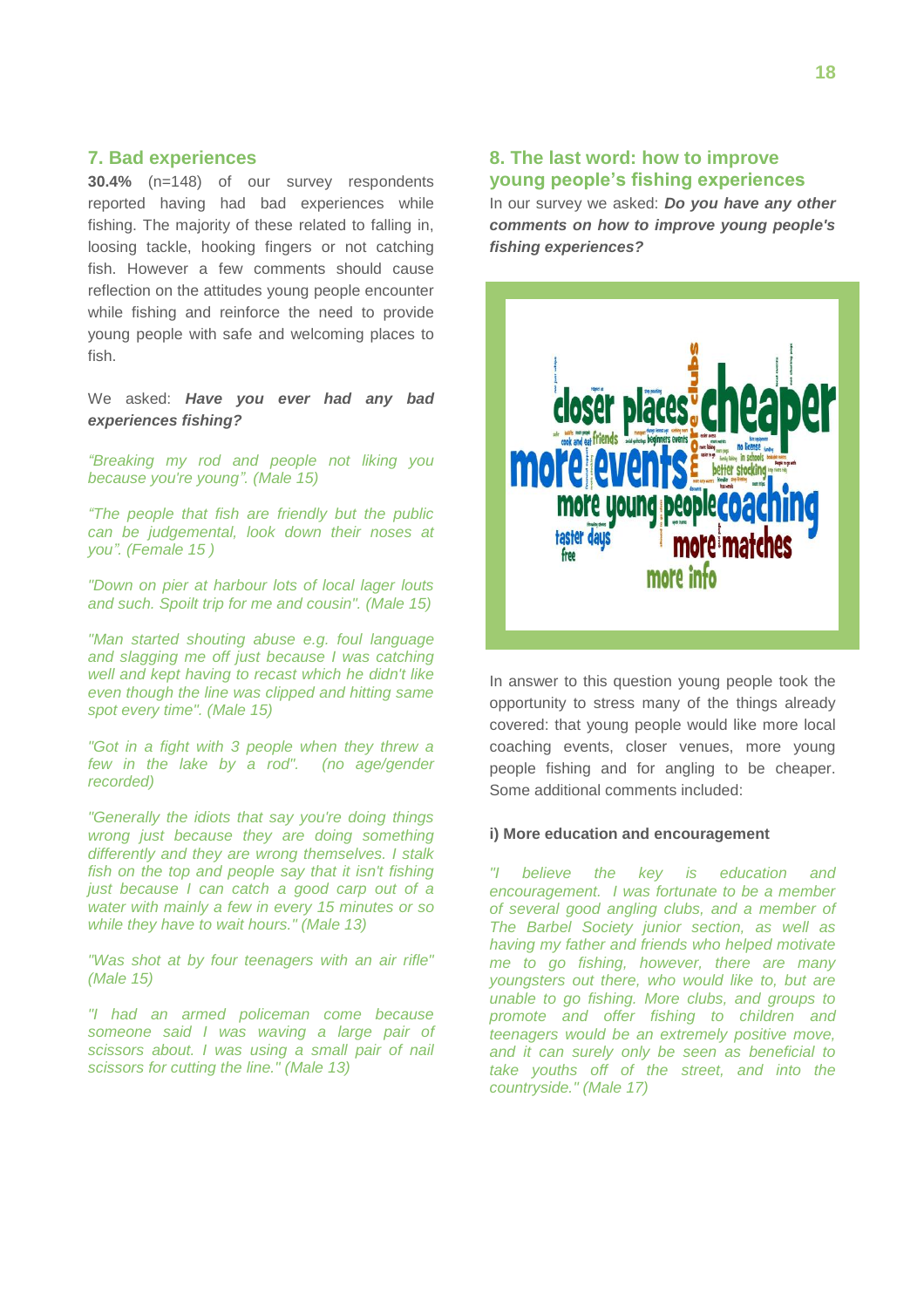## 7. Bad experiences

**30.4%** (n=148) of our survey respondents reported having had bad experiences while fishing. The majority of these related to falling in, loosing tackle, hooking fingers or not catching fish. However a few comments should cause reflection on the attitudes young people encounter while fishing and reinforce the need to provide young people with safe and welcoming places to fish.

We asked: ***Have you ever had any bad experiences fishing?***

*"Breaking my rod and people not liking you because you're young". (Male 15)*

*"The people that fish are friendly but the public can be judgemental, look down their noses at you". (Female 15 )*

*"Down on pier at harbour lots of local lager louts and such. Spoilt trip for me and cousin". (Male 15)*

*"Man started shouting abuse e.g. foul language and slagging me off just because I was catching well and kept having to recast which he didn't like even though the line was clipped and hitting same spot every time". (Male 15)*

*"Got in a fight with 3 people when they threw a few in the lake by a rod". (no age/gender recorded)*

*"Generally the idiots that say you're doing things wrong just because they are doing something differently and they are wrong themselves. I stalk fish on the top and people say that it isn't fishing just because I can catch a good carp out of a water with mainly a few in every 15 minutes or so while they have to wait hours." (Male 13)*

*"Was shot at by four teenagers with an air rifle" (Male 15)*

*"I had an armed policeman come because someone said I was waving a large pair of scissors about. I was using a small pair of nail scissors for cutting the line." (Male 13)*

## 8. The last word: how to improve young people's fishing experiences

In our survey we asked: ***Do you have any other comments on how to improve young people's fishing experiences?***

In answer to this question young people took the opportunity to stress many of the things already covered: that young people would like more local coaching events, closer venues, more young people fishing and for angling to be cheaper. Some additional comments included:

### i) More education and encouragement

*"I believe the key is education and encouragement. I was fortunate to be a member of several good angling clubs, and a member of The Barbel Society junior section, as well as having my father and friends who helped motivate me to go fishing, however, there are many youngsters out there, who would like to, but are unable to go fishing. More clubs, and groups to promote and offer fishing to children and teenagers would be an extremely positive move, and it can surely only be seen as beneficial to take youths off of the street, and into the countryside." (Male 17)*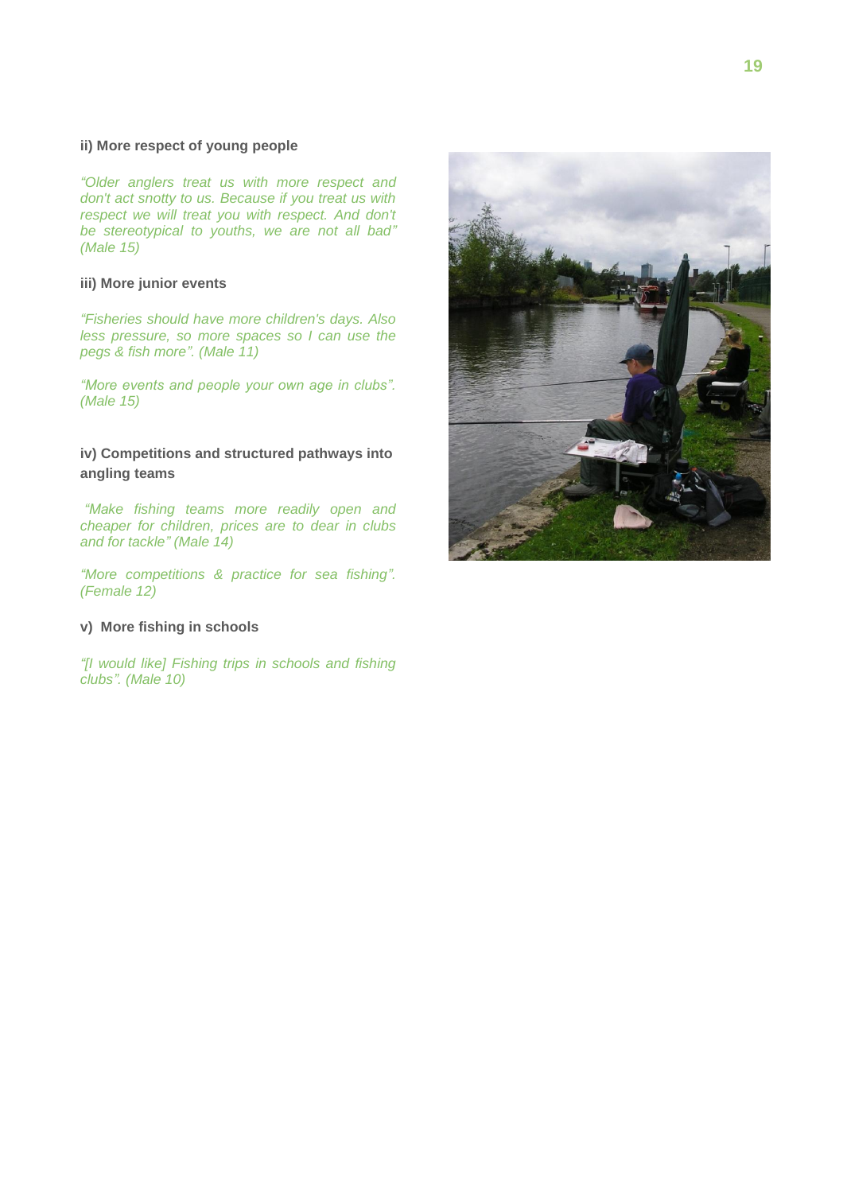**ii) More respect of young people**

*"Older anglers treat us with more respect and don't act snotty to us. Because if you treat us with respect we will treat you with respect. And don't be stereotypical to youths, we are not all bad" (Male 15)*

**iii) More junior events**

*"Fisheries should have more children's days. Also less pressure, so more spaces so I can use the pegs & fish more". (Male 11)*

*"More events and people your own age in clubs". (Male 15)*

**iv) Competitions and structured pathways into angling teams**

*"Make fishing teams more readily open and cheaper for children, prices are to dear in clubs and for tackle" (Male 14)*

*"More competitions & practice for sea fishing". (Female 12)*

**v) More fishing in schools**

*"[I would like] Fishing trips in schools and fishing clubs". (Male 10)*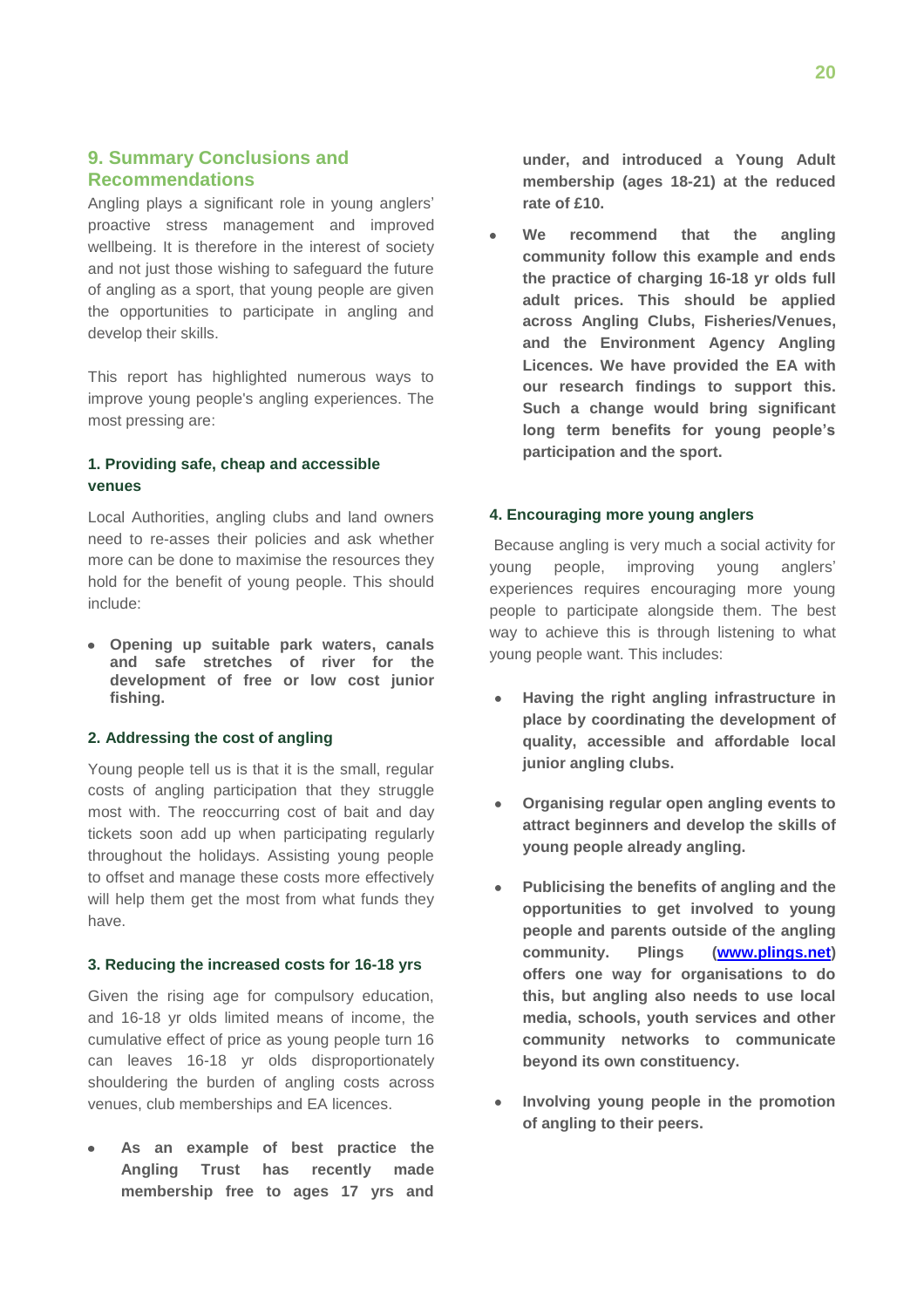## 9. Summary Conclusions and Recommendations

Angling plays a significant role in young anglers' proactive stress management and improved wellbeing. It is therefore in the interest of society and not just those wishing to safeguard the future of angling as a sport, that young people are given the opportunities to participate in angling and develop their skills.

This report has highlighted numerous ways to improve young people's angling experiences. The most pressing are:

### 1. Providing safe, cheap and accessible venues

Local Authorities, angling clubs and land owners need to re-asses their policies and ask whether more can be done to maximise the resources they hold for the benefit of young people. This should include:

- **Opening up suitable park waters, canals and safe stretches of river for the development of free or low cost junior fishing.**

### 2. Addressing the cost of angling

Young people tell us is that it is the small, regular costs of angling participation that they struggle most with. The reoccurring cost of bait and day tickets soon add up when participating regularly throughout the holidays. Assisting young people to offset and manage these costs more effectively will help them get the most from what funds they have.

### 3. Reducing the increased costs for 16-18 yrs

Given the rising age for compulsory education, and 16-18 yr olds limited means of income, the cumulative effect of price as young people turn 16 can leaves 16-18 yr olds disproportionately shouldering the burden of angling costs across venues, club memberships and EA licences.

- **As an example of best practice the Angling Trust has recently made membership free to ages 17 yrs and under, and introduced a Young Adult membership (ages 18-21) at the reduced rate of £10.**
- **We recommend that the angling community follow this example and ends the practice of charging 16-18 yr olds full adult prices. This should be applied across Angling Clubs, Fisheries/Venues, and the Environment Agency Angling Licences. We have provided the EA with our research findings to support this. Such a change would bring significant long term benefits for young people's participation and the sport.**

### 4. Encouraging more young anglers

Because angling is very much a social activity for young people, improving young anglers' experiences requires encouraging more young people to participate alongside them. The best way to achieve this is through listening to what young people want. This includes:

- **Having the right angling infrastructure in place by coordinating the development of quality, accessible and affordable local junior angling clubs.**
- **Organising regular open angling events to attract beginners and develop the skills of young people already angling.**
- **Publicising the benefits of angling and the opportunities to get involved to young people and parents outside of the angling community. Plings (www.plings.net) offers one way for organisations to do this, but angling also needs to use local media, schools, youth services and other community networks to communicate beyond its own constituency.**
- **Involving young people in the promotion of angling to their peers.**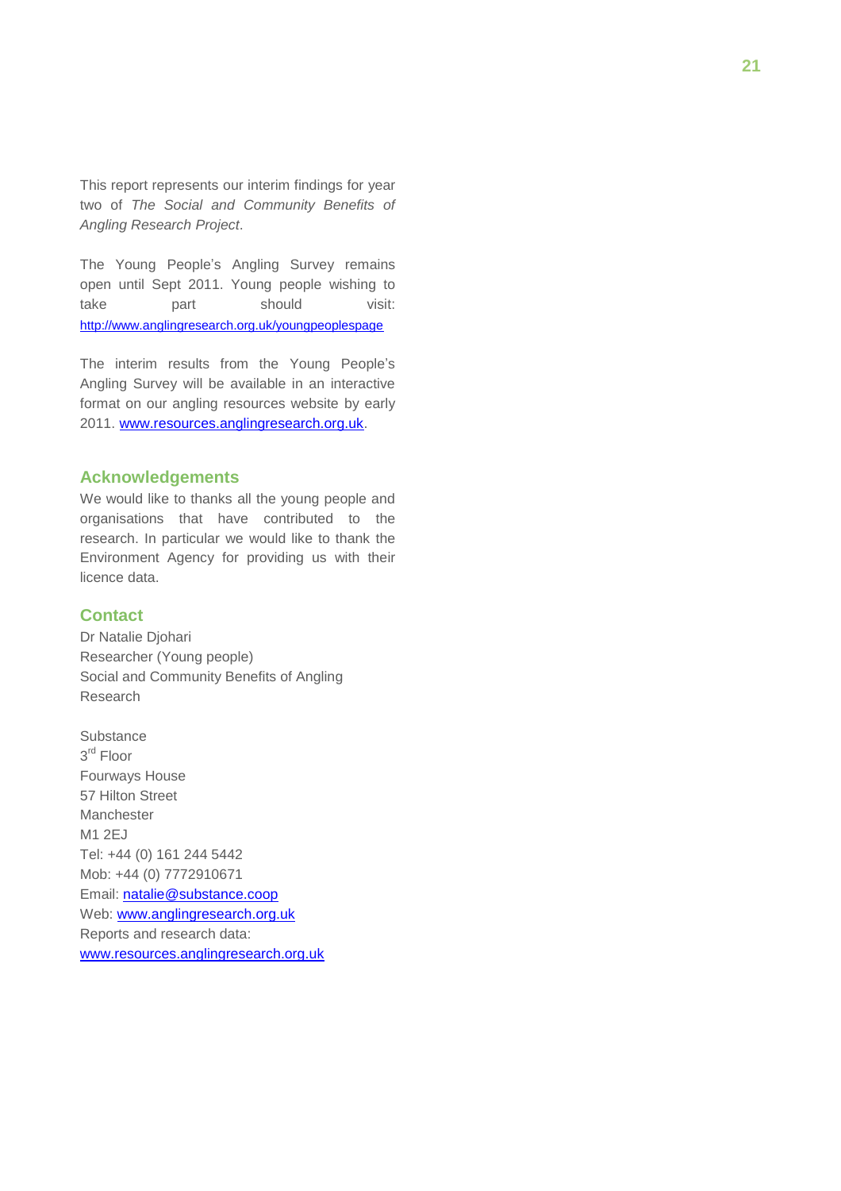This report represents our interim findings for year two of *The Social and Community Benefits of Angling Research Project*.

The Young People's Angling Survey remains open until Sept 2011. Young people wishing to take part should visit: http://www.anglingresearch.org.uk/youngpeoplespage

The interim results from the Young People's Angling Survey will be available in an interactive format on our angling resources website by early 2011. www.resources.anglingresearch.org.uk.

## Acknowledgements

We would like to thanks all the young people and organisations that have contributed to the research. In particular we would like to thank the Environment Agency for providing us with their licence data.

## Contact

Dr Natalie Djohari
Researcher (Young people)
Social and Community Benefits of Angling Research

Substance
3rd Floor
Fourways House
57 Hilton Street
Manchester
M1 2EJ
Tel: +44 (0) 161 244 5442
Mob: +44 (0) 7772910671
Email: natalie@substance.coop
Web: www.anglingresearch.org.uk
Reports and research data:
www.resources.anglingresearch.org.uk